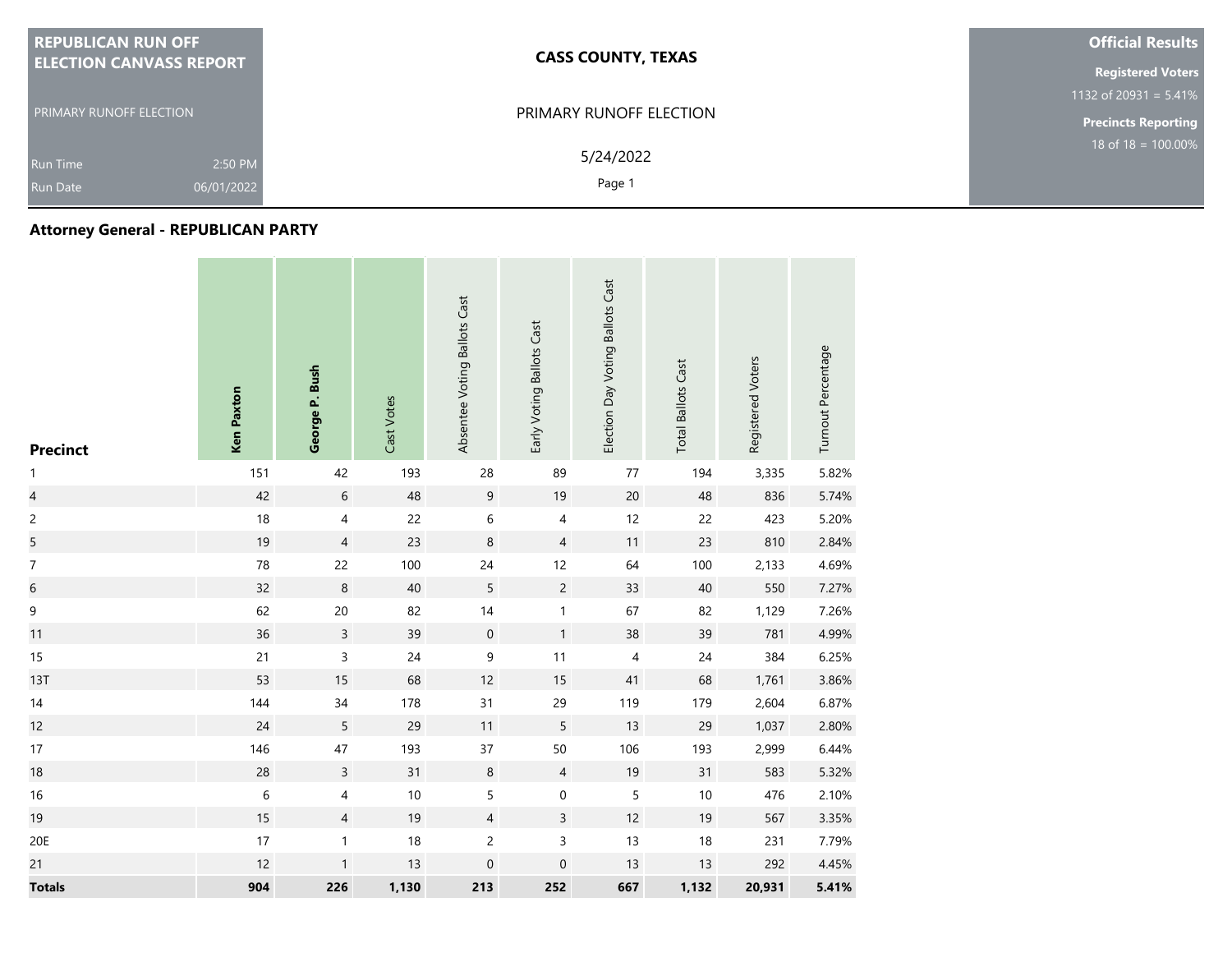**REPUBLICAN RUN OFF ELECTION CANVASS REPORT**

PRIMARY RUNOFF ELECTION

Run Time 2:50 PM

Run Date 06/01/2022

**CASS COUNTY, TEXAS**

PRIMARY RUNOFF ELECTION

5/24/2022

**Official Results**

**Registered Voters**

1132 of 20931 = 5.41%

**Precincts Reporting**

18 of 18 = 100.00%

## Attorney General - REPUBLICAN PARTY

| Precinct | Ken Paxton | George P. Bush | Cast Votes | Absentee Voting Ballots Cast | Early Voting Ballots Cast | Election Day Voting Ballots Cast | Total Ballots Cast | Registered Voters | Turnout Percentage |
|---|---|---|---|---|---|---|---|---|---|
| 1 | 151 | 42 | 193 | 28 | 89 | 77 | 194 | 3,335 | 5.82% |
| 4 | 42 | 6 | 48 | 9 | 19 | 20 | 48 | 836 | 5.74% |
| 2 | 18 | 4 | 22 | 6 | 4 | 12 | 22 | 423 | 5.20% |
| 5 | 19 | 4 | 23 | 8 | 4 | 11 | 23 | 810 | 2.84% |
| 7 | 78 | 22 | 100 | 24 | 12 | 64 | 100 | 2,133 | 4.69% |
| 6 | 32 | 8 | 40 | 5 | 2 | 33 | 40 | 550 | 7.27% |
| 9 | 62 | 20 | 82 | 14 | 1 | 67 | 82 | 1,129 | 7.26% |
| 11 | 36 | 3 | 39 | 0 | 1 | 38 | 39 | 781 | 4.99% |
| 15 | 21 | 3 | 24 | 9 | 11 | 4 | 24 | 384 | 6.25% |
| 13T | 53 | 15 | 68 | 12 | 15 | 41 | 68 | 1,761 | 3.86% |
| 14 | 144 | 34 | 178 | 31 | 29 | 119 | 179 | 2,604 | 6.87% |
| 12 | 24 | 5 | 29 | 11 | 5 | 13 | 29 | 1,037 | 2.80% |
| 17 | 146 | 47 | 193 | 37 | 50 | 106 | 193 | 2,999 | 6.44% |
| 18 | 28 | 3 | 31 | 8 | 4 | 19 | 31 | 583 | 5.32% |
| 16 | 6 | 4 | 10 | 5 | 0 | 5 | 10 | 476 | 2.10% |
| 19 | 15 | 4 | 19 | 4 | 3 | 12 | 19 | 567 | 3.35% |
| 20E | 17 | 1 | 18 | 2 | 3 | 13 | 18 | 231 | 7.79% |
| 21 | 12 | 1 | 13 | 0 | 0 | 13 | 13 | 292 | 4.45% |
| **Totals** | **904** | **226** | **1,130** | **213** | **252** | **667** | **1,132** | **20,931** | **5.41%** |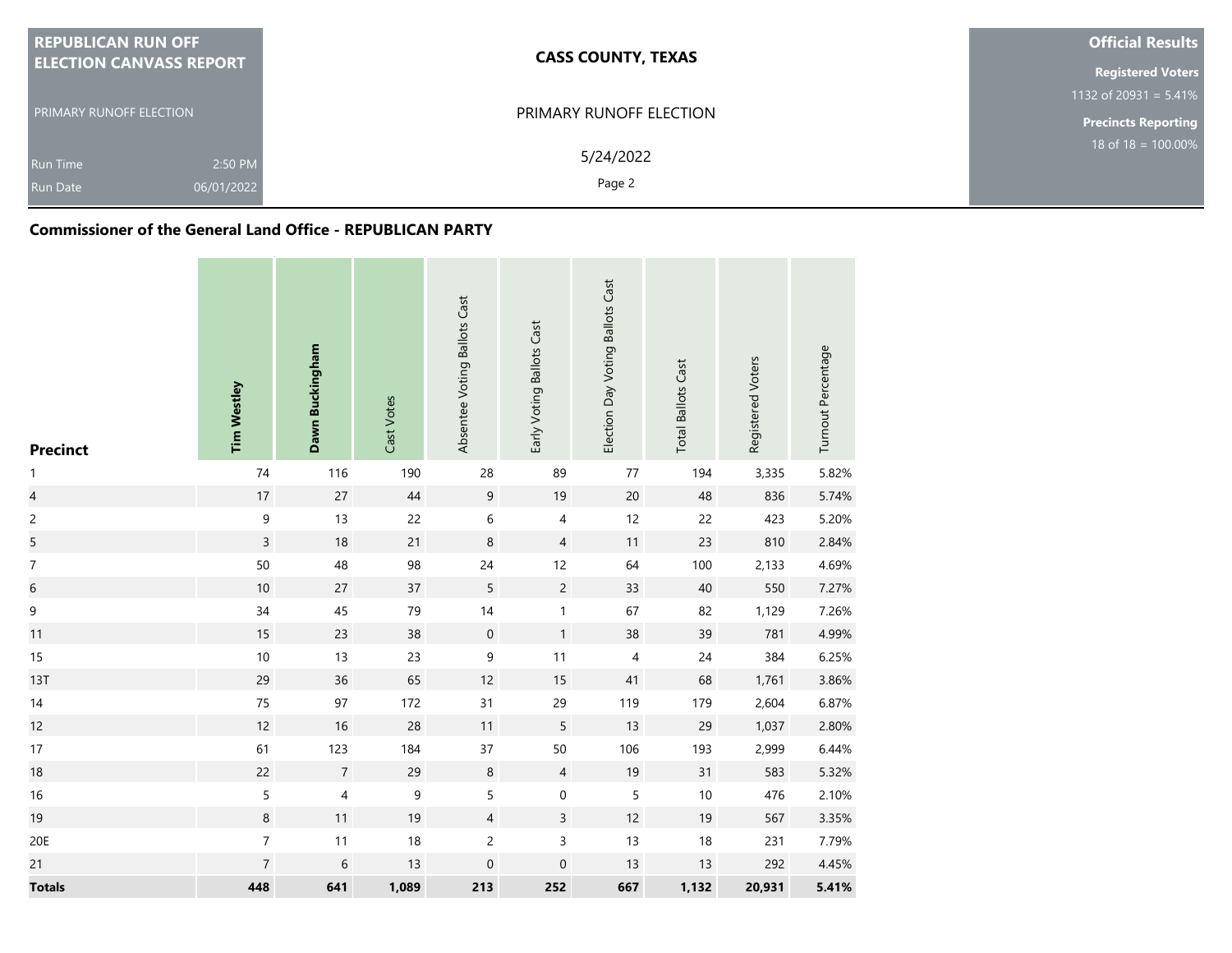**REPUBLICAN RUN OFF ELECTION CANVASS REPORT**

PRIMARY RUNOFF ELECTION

Run Time 2:50 PM
Run Date 06/01/2022

**CASS COUNTY, TEXAS**

PRIMARY RUNOFF ELECTION

5/24/2022

**Official Results**

**Registered Voters**
1132 of 20931 = 5.41%

**Precincts Reporting**
18 of 18 = 100.00%

### Commissioner of the General Land Office - REPUBLICAN PARTY

| Precinct | Tim Westley | Dawn Buckingham | Cast Votes | Absentee Voting Ballots Cast | Early Voting Ballots Cast | Election Day Voting Ballots Cast | Total Ballots Cast | Registered Voters | Turnout Percentage |
|---|---|---|---|---|---|---|---|---|---|
| 1 | 74 | 116 | 190 | 28 | 89 | 77 | 194 | 3,335 | 5.82% |
| 4 | 17 | 27 | 44 | 9 | 19 | 20 | 48 | 836 | 5.74% |
| 2 | 9 | 13 | 22 | 6 | 4 | 12 | 22 | 423 | 5.20% |
| 5 | 3 | 18 | 21 | 8 | 4 | 11 | 23 | 810 | 2.84% |
| 7 | 50 | 48 | 98 | 24 | 12 | 64 | 100 | 2,133 | 4.69% |
| 6 | 10 | 27 | 37 | 5 | 2 | 33 | 40 | 550 | 7.27% |
| 9 | 34 | 45 | 79 | 14 | 1 | 67 | 82 | 1,129 | 7.26% |
| 11 | 15 | 23 | 38 | 0 | 1 | 38 | 39 | 781 | 4.99% |
| 15 | 10 | 13 | 23 | 9 | 11 | 4 | 24 | 384 | 6.25% |
| 13T | 29 | 36 | 65 | 12 | 15 | 41 | 68 | 1,761 | 3.86% |
| 14 | 75 | 97 | 172 | 31 | 29 | 119 | 179 | 2,604 | 6.87% |
| 12 | 12 | 16 | 28 | 11 | 5 | 13 | 29 | 1,037 | 2.80% |
| 17 | 61 | 123 | 184 | 37 | 50 | 106 | 193 | 2,999 | 6.44% |
| 18 | 22 | 7 | 29 | 8 | 4 | 19 | 31 | 583 | 5.32% |
| 16 | 5 | 4 | 9 | 5 | 0 | 5 | 10 | 476 | 2.10% |
| 19 | 8 | 11 | 19 | 4 | 3 | 12 | 19 | 567 | 3.35% |
| 20E | 7 | 11 | 18 | 2 | 3 | 13 | 18 | 231 | 7.79% |
| 21 | 7 | 6 | 13 | 0 | 0 | 13 | 13 | 292 | 4.45% |
| **Totals** | **448** | **641** | **1,089** | **213** | **252** | **667** | **1,132** | **20,931** | **5.41%** |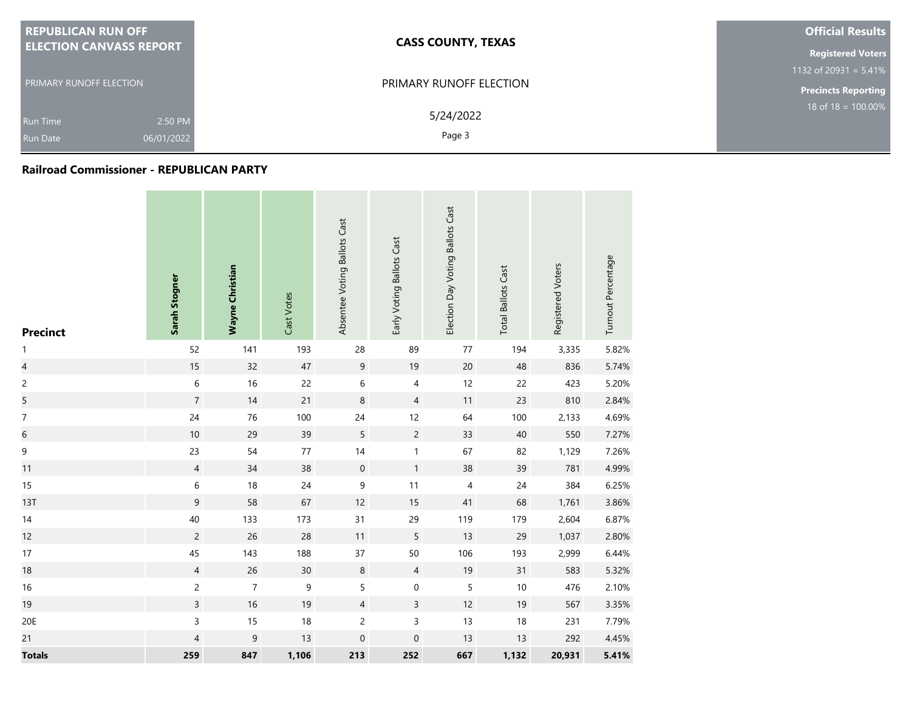**REPUBLICAN RUN OFF ELECTION CANVASS REPORT**

PRIMARY RUNOFF ELECTION

Run Time 2:50 PM
Run Date 06/01/2022

**CASS COUNTY, TEXAS**

PRIMARY RUNOFF ELECTION

5/24/2022

**Official Results**

**Registered Voters**
1132 of 20931 = 5.41%

**Precincts Reporting**
18 of 18 = 100.00%

## Railroad Commissioner - REPUBLICAN PARTY

| Precinct | Sarah Stogner | Wayne Christian | Cast Votes | Absentee Voting Ballots Cast | Early Voting Ballots Cast | Election Day Voting Ballots Cast | Total Ballots Cast | Registered Voters | Turnout Percentage |
|---|---|---|---|---|---|---|---|---|---|
| 1 | 52 | 141 | 193 | 28 | 89 | 77 | 194 | 3,335 | 5.82% |
| 4 | 15 | 32 | 47 | 9 | 19 | 20 | 48 | 836 | 5.74% |
| 2 | 6 | 16 | 22 | 6 | 4 | 12 | 22 | 423 | 5.20% |
| 5 | 7 | 14 | 21 | 8 | 4 | 11 | 23 | 810 | 2.84% |
| 7 | 24 | 76 | 100 | 24 | 12 | 64 | 100 | 2,133 | 4.69% |
| 6 | 10 | 29 | 39 | 5 | 2 | 33 | 40 | 550 | 7.27% |
| 9 | 23 | 54 | 77 | 14 | 1 | 67 | 82 | 1,129 | 7.26% |
| 11 | 4 | 34 | 38 | 0 | 1 | 38 | 39 | 781 | 4.99% |
| 15 | 6 | 18 | 24 | 9 | 11 | 4 | 24 | 384 | 6.25% |
| 13T | 9 | 58 | 67 | 12 | 15 | 41 | 68 | 1,761 | 3.86% |
| 14 | 40 | 133 | 173 | 31 | 29 | 119 | 179 | 2,604 | 6.87% |
| 12 | 2 | 26 | 28 | 11 | 5 | 13 | 29 | 1,037 | 2.80% |
| 17 | 45 | 143 | 188 | 37 | 50 | 106 | 193 | 2,999 | 6.44% |
| 18 | 4 | 26 | 30 | 8 | 4 | 19 | 31 | 583 | 5.32% |
| 16 | 2 | 7 | 9 | 5 | 0 | 5 | 10 | 476 | 2.10% |
| 19 | 3 | 16 | 19 | 4 | 3 | 12 | 19 | 567 | 3.35% |
| 20E | 3 | 15 | 18 | 2 | 3 | 13 | 18 | 231 | 7.79% |
| 21 | 4 | 9 | 13 | 0 | 0 | 13 | 13 | 292 | 4.45% |
| **Totals** | **259** | **847** | **1,106** | **213** | **252** | **667** | **1,132** | **20,931** | **5.41%** |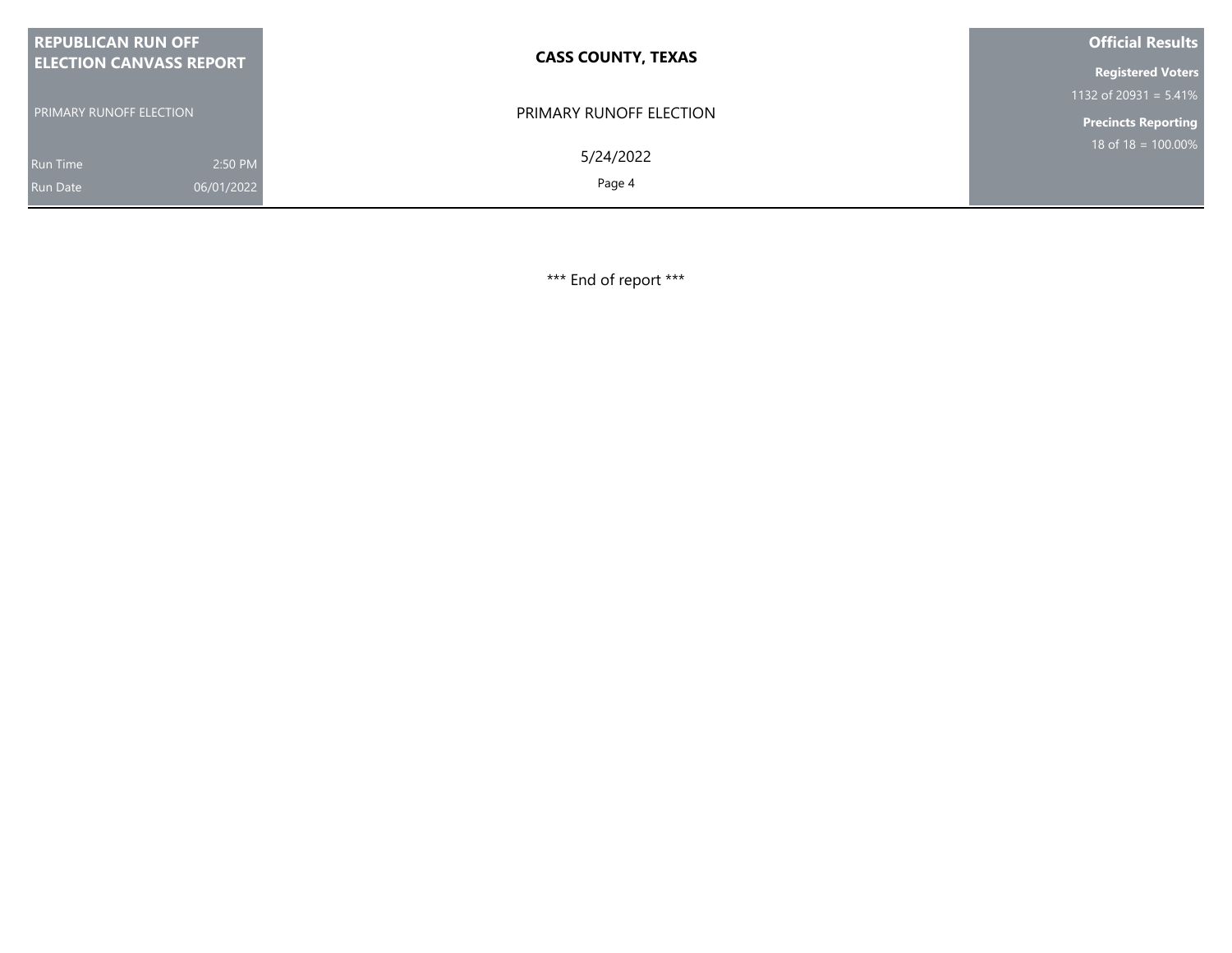*** End of report ***